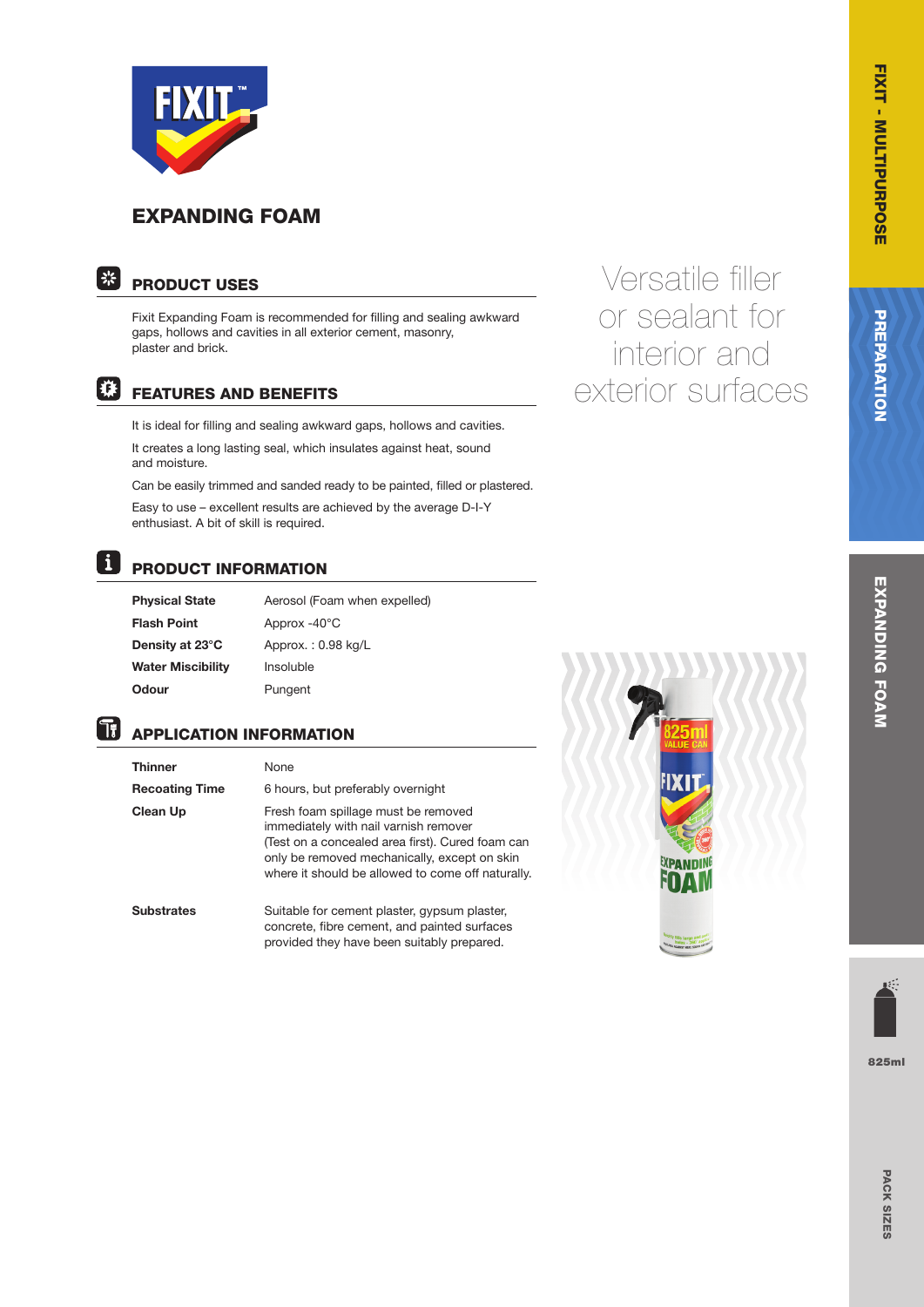# EXPANDING FOAM

Versatile filler or sealant for interior and exterior surfaces

## PRODUCT USES

Fixit Expanding Foam is recommended for filling and sealing awkward gaps, hollows and cavities in all exterior cement, masonry, plaster and brick.

## FEATURES AND BENEFITS

It is ideal for filling and sealing awkward gaps, hollows and cavities.

It creates a long lasting seal, which insulates against heat, sound and moisture.

Can be easily trimmed and sanded ready to be painted, filled or plastered.

Easy to use – excellent results are achieved by the average D-I-Y enthusiast. A bit of skill is required.

## PRODUCT INFORMATION

| | |
|---|---|
| **Physical State** | Aerosol (Foam when expelled) |
| **Flash Point** | Approx -40°C |
| **Density at 23°C** | Approx. : 0.98 kg/L |
| **Water Miscibility** | Insoluble |
| **Odour** | Pungent |

## APPLICATION INFORMATION

| | |
|---|---|
| **Thinner** | None |
| **Recoating Time** | 6 hours, but preferably overnight |
| **Clean Up** | Fresh foam spillage must be removed immediately with nail varnish remover (Test on a concealed area first). Cured foam can only be removed mechanically, except on skin where it should be allowed to come off naturally. |
| **Substrates** | Suitable for cement plaster, gypsum plaster, concrete, fibre cement, and painted surfaces provided they have been suitably prepared. |

FIXIT - MULTIPURPOSE | PREPARATION | EXPANDING FOAM

PACK SIZES: 825ml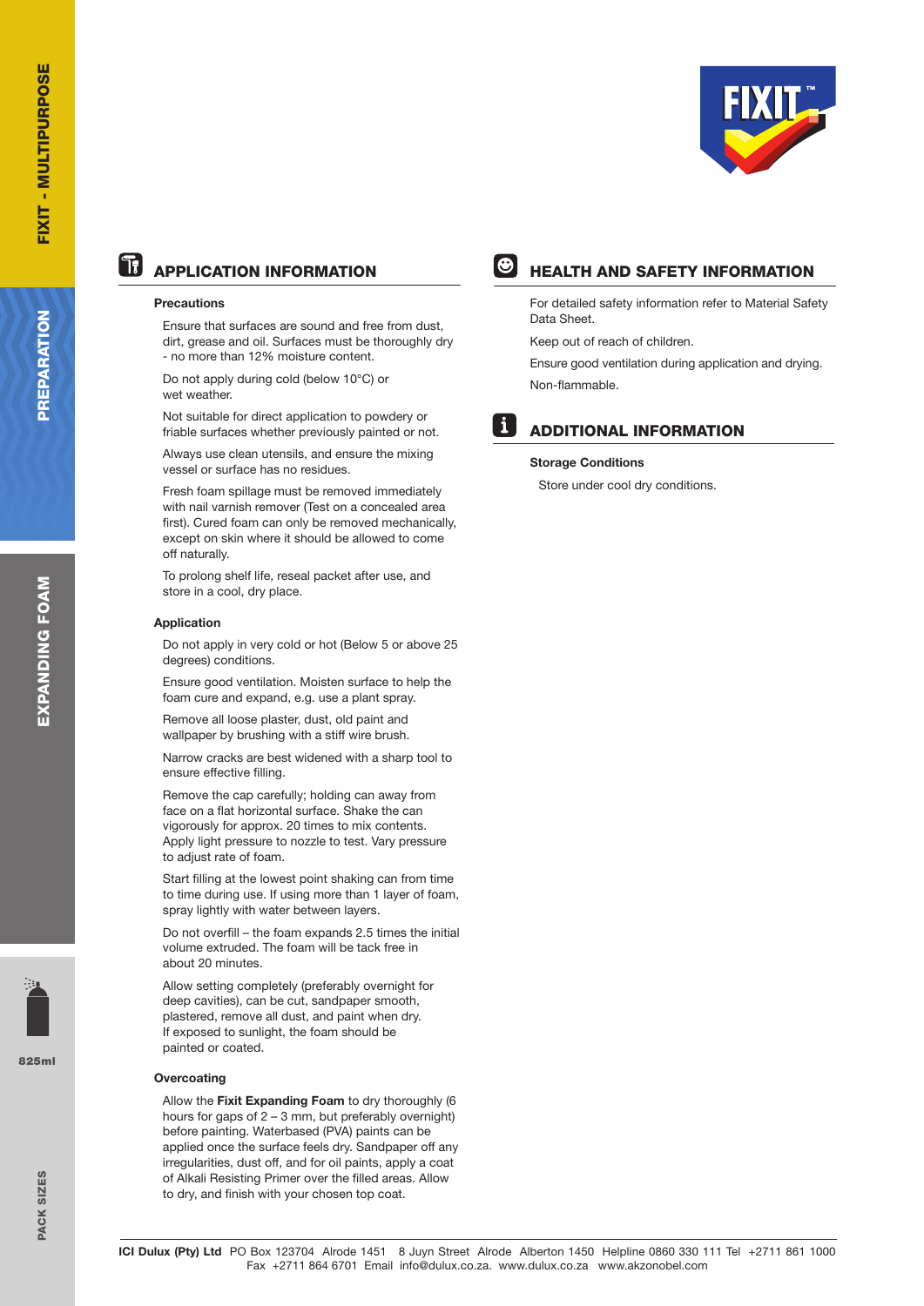FIXIT - MULTIPURPOSE

PREPARATION

EXPANDING FOAM

## APPLICATION INFORMATION

### Precautions

Ensure that surfaces are sound and free from dust, dirt, grease and oil. Surfaces must be thoroughly dry - no more than 12% moisture content.

Do not apply during cold (below 10°C) or wet weather.

Not suitable for direct application to powdery or friable surfaces whether previously painted or not.

Always use clean utensils, and ensure the mixing vessel or surface has no residues.

Fresh foam spillage must be removed immediately with nail varnish remover (Test on a concealed area first). Cured foam can only be removed mechanically, except on skin where it should be allowed to come off naturally.

To prolong shelf life, reseal packet after use, and store in a cool, dry place.

### Application

Do not apply in very cold or hot (Below 5 or above 25 degrees) conditions.

Ensure good ventilation. Moisten surface to help the foam cure and expand, e.g. use a plant spray.

Remove all loose plaster, dust, old paint and wallpaper by brushing with a stiff wire brush.

Narrow cracks are best widened with a sharp tool to ensure effective filling.

Remove the cap carefully; holding can away from face on a flat horizontal surface. Shake the can vigorously for approx. 20 times to mix contents. Apply light pressure to nozzle to test. Vary pressure to adjust rate of foam.

Start filling at the lowest point shaking can from time to time during use. If using more than 1 layer of foam, spray lightly with water between layers.

Do not overfill – the foam expands 2.5 times the initial volume extruded. The foam will be tack free in about 20 minutes.

Allow setting completely (preferably overnight for deep cavities), can be cut, sandpaper smooth, plastered, remove all dust, and paint when dry. If exposed to sunlight, the foam should be painted or coated.

### Overcoating

Allow the **Fixit Expanding Foam** to dry thoroughly (6 hours for gaps of 2 – 3 mm, but preferably overnight) before painting. Waterbased (PVA) paints can be applied once the surface feels dry. Sandpaper off any irregularities, dust off, and for oil paints, apply a coat of Alkali Resisting Primer over the filled areas. Allow to dry, and finish with your chosen top coat.

## HEALTH AND SAFETY INFORMATION

For detailed safety information refer to Material Safety Data Sheet.

Keep out of reach of children.

Ensure good ventilation during application and drying.

Non-flammable.

## ADDITIONAL INFORMATION

### Storage Conditions

Store under cool dry conditions.

PACK SIZES

825ml

**ICI Dulux (Pty) Ltd** PO Box 123704 Alrode 1451 8 Juyn Street Alrode Alberton 1450 Helpline 0860 330 111 Tel +2711 861 1000 Fax +2711 864 6701 Email info@dulux.co.za. www.dulux.co.za www.akzonobel.com